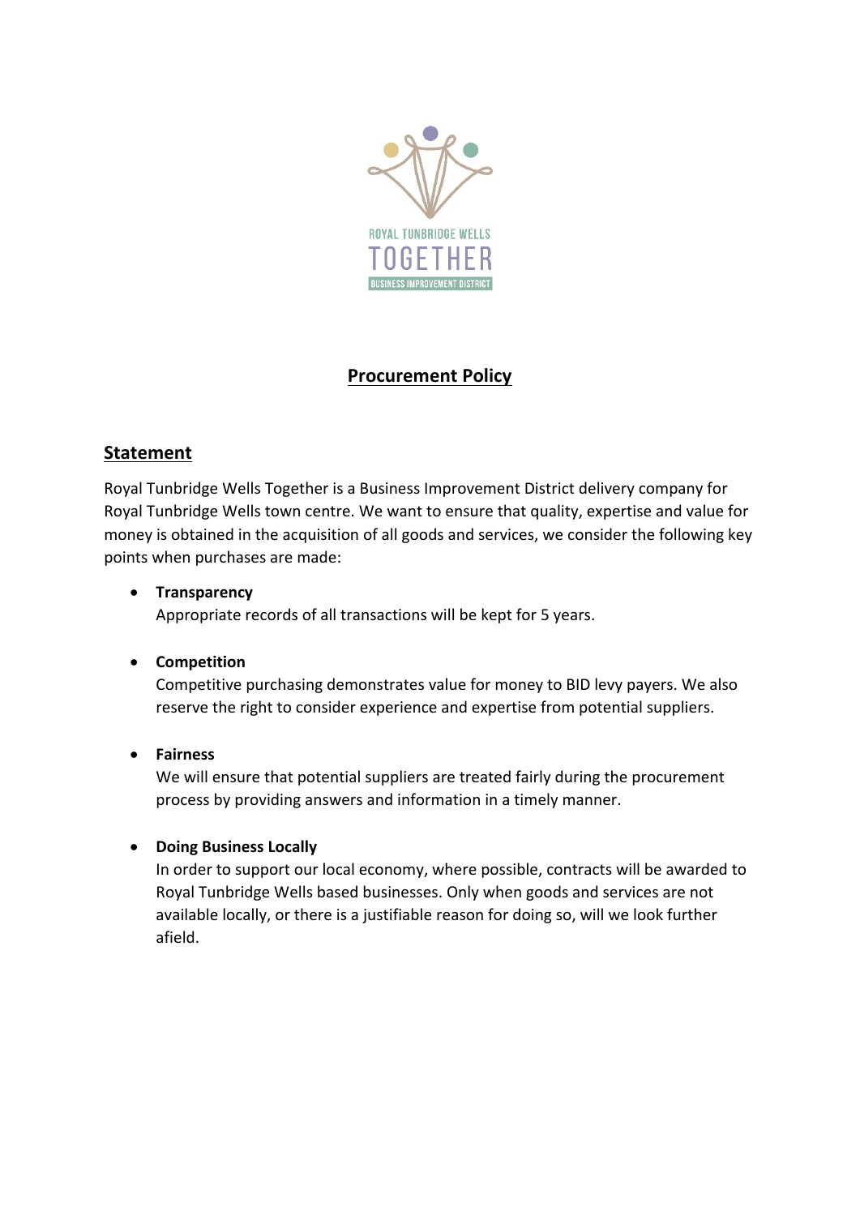ROYAL TUNBRIDGE WELLS

TOGETHER

BUSINESS IMPROVEMENT DISTRICT

# Procurement Policy

## Statement

Royal Tunbridge Wells Together is a Business Improvement District delivery company for Royal Tunbridge Wells town centre. We want to ensure that quality, expertise and value for money is obtained in the acquisition of all goods and services, we consider the following key points when purchases are made:

- **Transparency**
  Appropriate records of all transactions will be kept for 5 years.

- **Competition**
  Competitive purchasing demonstrates value for money to BID levy payers. We also reserve the right to consider experience and expertise from potential suppliers.

- **Fairness**
  We will ensure that potential suppliers are treated fairly during the procurement process by providing answers and information in a timely manner.

- **Doing Business Locally**
  In order to support our local economy, where possible, contracts will be awarded to Royal Tunbridge Wells based businesses. Only when goods and services are not available locally, or there is a justifiable reason for doing so, will we look further afield.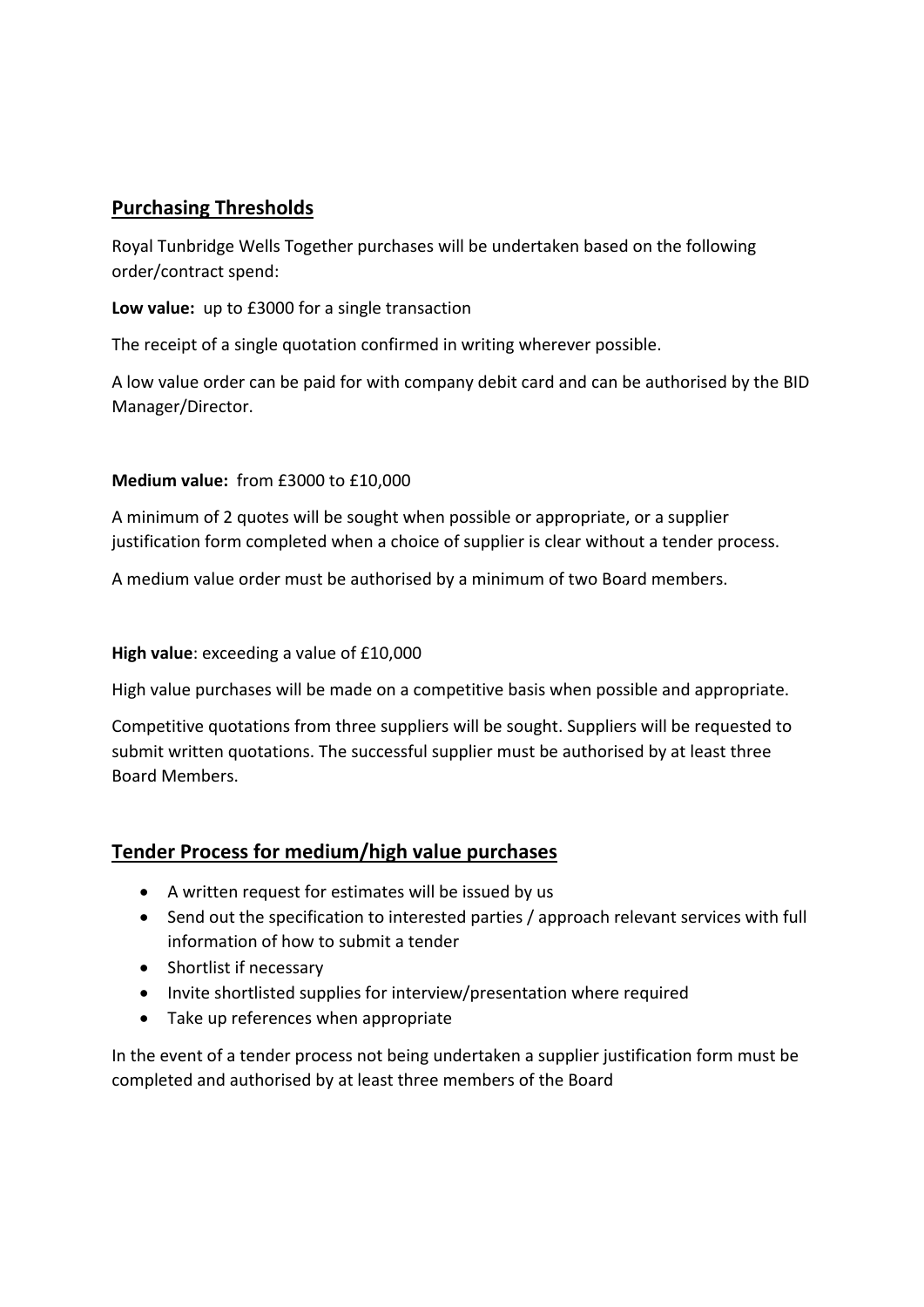## Purchasing Thresholds

Royal Tunbridge Wells Together purchases will be undertaken based on the following order/contract spend:

**Low value:** up to £3000 for a single transaction

The receipt of a single quotation confirmed in writing wherever possible.

A low value order can be paid for with company debit card and can be authorised by the BID Manager/Director.

**Medium value:** from £3000 to £10,000

A minimum of 2 quotes will be sought when possible or appropriate, or a supplier justification form completed when a choice of supplier is clear without a tender process.

A medium value order must be authorised by a minimum of two Board members.

**High value**: exceeding a value of £10,000

High value purchases will be made on a competitive basis when possible and appropriate.

Competitive quotations from three suppliers will be sought. Suppliers will be requested to submit written quotations. The successful supplier must be authorised by at least three Board Members.

## Tender Process for medium/high value purchases

- A written request for estimates will be issued by us
- Send out the specification to interested parties / approach relevant services with full information of how to submit a tender
- Shortlist if necessary
- Invite shortlisted supplies for interview/presentation where required
- Take up references when appropriate

In the event of a tender process not being undertaken a supplier justification form must be completed and authorised by at least three members of the Board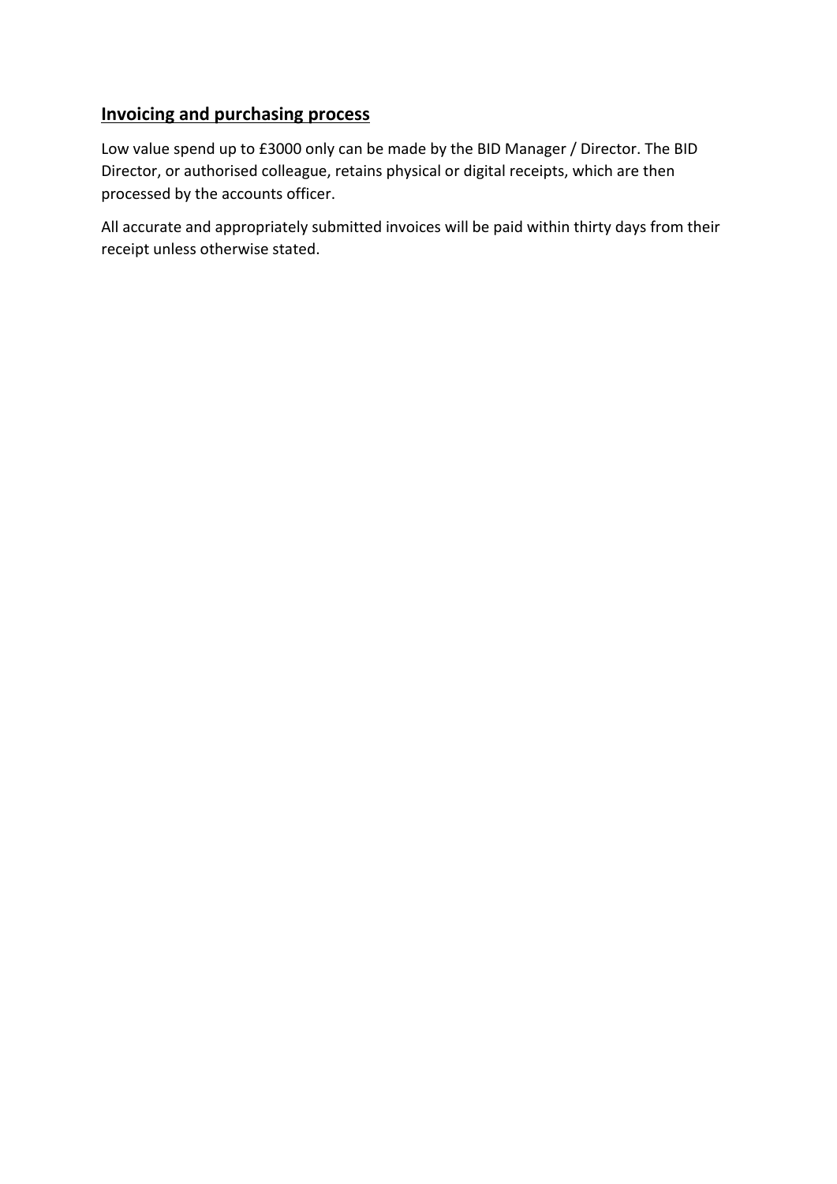## Invoicing and purchasing process

Low value spend up to £3000 only can be made by the BID Manager / Director. The BID Director, or authorised colleague, retains physical or digital receipts, which are then processed by the accounts officer.

All accurate and appropriately submitted invoices will be paid within thirty days from their receipt unless otherwise stated.